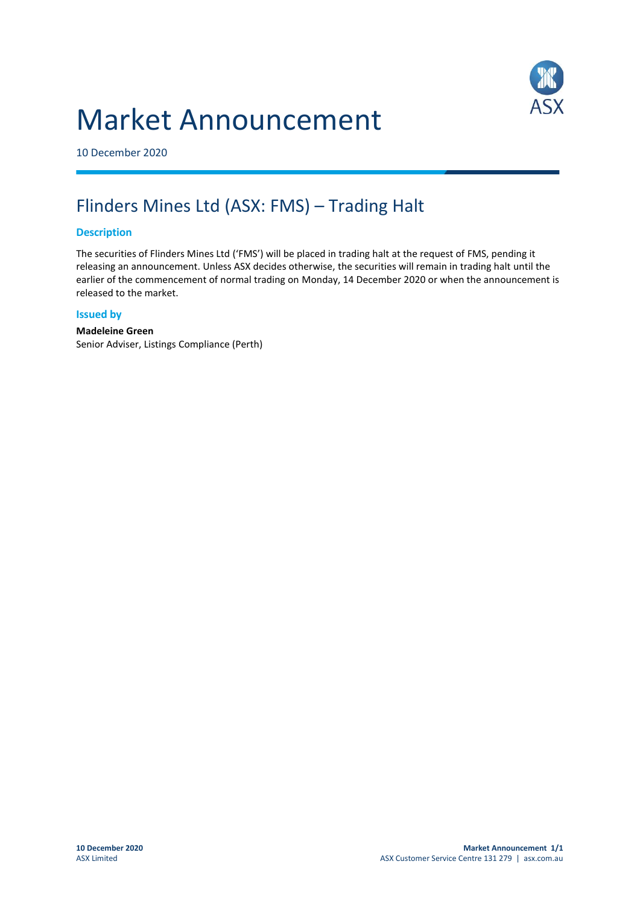# Market Announcement

10 December 2020

## Flinders Mines Ltd (ASX: FMS) – Trading Halt

### Description

The securities of Flinders Mines Ltd ('FMS') will be placed in trading halt at the request of FMS, pending it releasing an announcement. Unless ASX decides otherwise, the securities will remain in trading halt until the earlier of the commencement of normal trading on Monday, 14 December 2020 or when the announcement is released to the market.

### Issued by

**Madeleine Green**
Senior Adviser, Listings Compliance (Perth)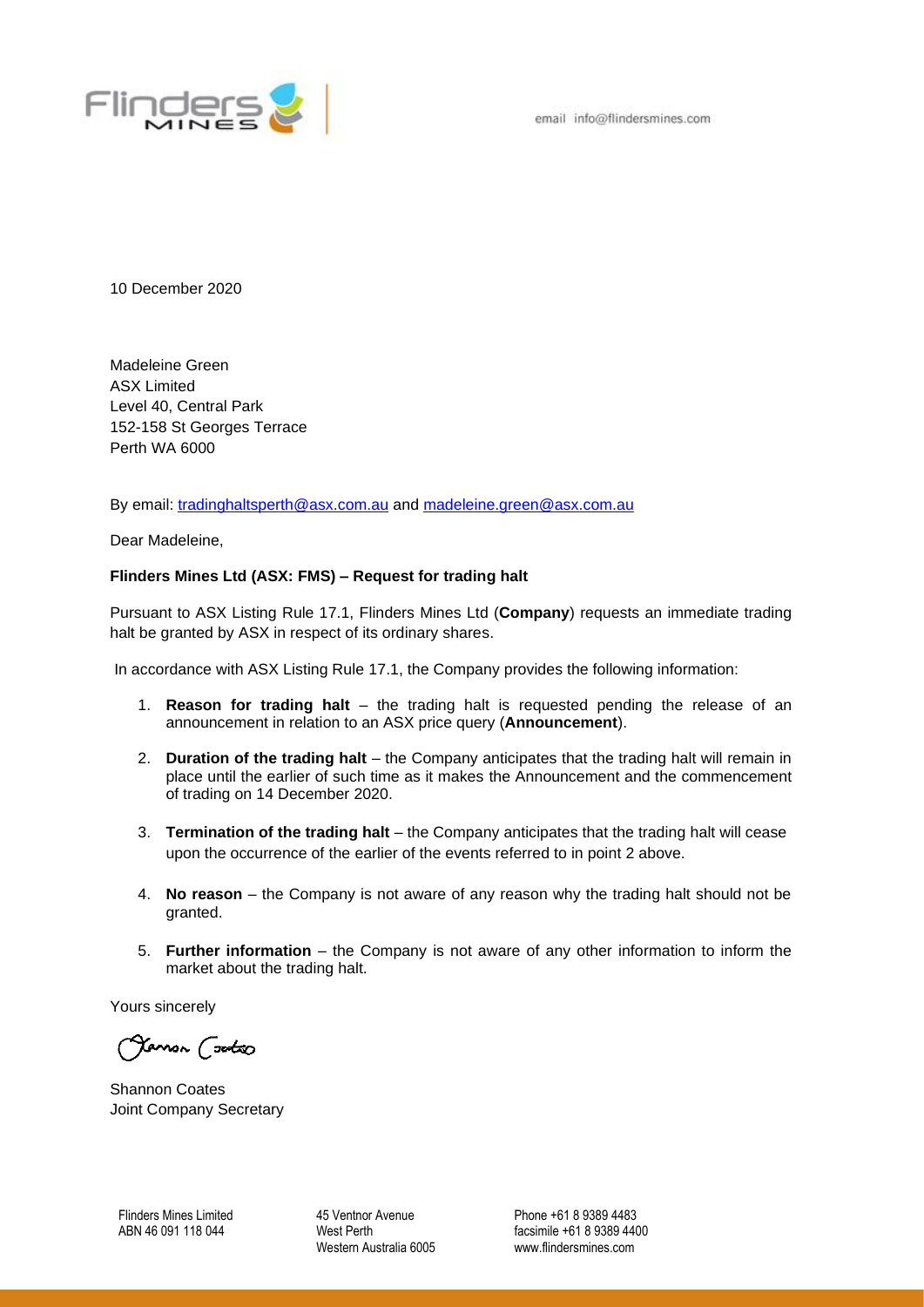email info@flindersmines.com

10 December 2020

Madeleine Green
ASX Limited
Level 40, Central Park
152-158 St Georges Terrace
Perth WA 6000

By email: tradinghaltsperth@asx.com.au and madeleine.green@asx.com.au

Dear Madeleine,

**Flinders Mines Ltd (ASX: FMS) – Request for trading halt**

Pursuant to ASX Listing Rule 17.1, Flinders Mines Ltd (**Company**) requests an immediate trading halt be granted by ASX in respect of its ordinary shares.

In accordance with ASX Listing Rule 17.1, the Company provides the following information:

1. **Reason for trading halt** – the trading halt is requested pending the release of an announcement in relation to an ASX price query (**Announcement**).
2. **Duration of the trading halt** – the Company anticipates that the trading halt will remain in place until the earlier of such time as it makes the Announcement and the commencement of trading on 14 December 2020.
3. **Termination of the trading halt** – the Company anticipates that the trading halt will cease upon the occurrence of the earlier of the events referred to in point 2 above.
4. **No reason** – the Company is not aware of any reason why the trading halt should not be granted.
5. **Further information** – the Company is not aware of any other information to inform the market about the trading halt.

Yours sincerely

Shannon Coates
Joint Company Secretary

Flinders Mines Limited
ABN 46 091 118 044

45 Ventnor Avenue
West Perth
Western Australia 6005

Phone +61 8 9389 4483
facsimile +61 8 9389 4400
www.flindersmines.com